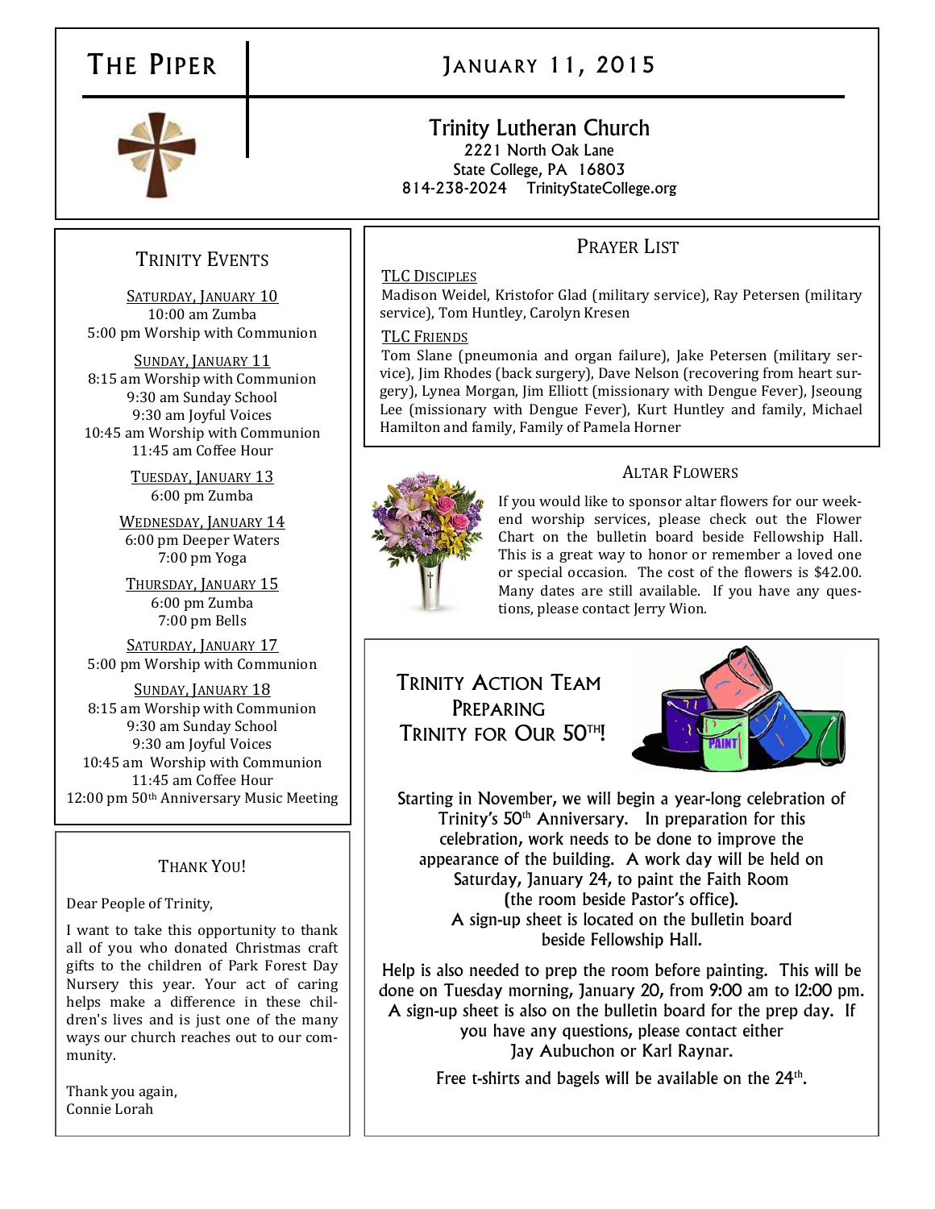# The Piper

## January 11, 2015

**Trinity Lutheran Church**
2221 North Oak Lane
State College, PA 16803
814-238-2024 TrinityStateCollege.org

## Trinity Events

**Saturday, January 10**
10:00 am Zumba
5:00 pm Worship with Communion

**Sunday, January 11**
8:15 am Worship with Communion
9:30 am Sunday School
9:30 am Joyful Voices
10:45 am Worship with Communion
11:45 am Coffee Hour

**Tuesday, January 13**
6:00 pm Zumba

**Wednesday, January 14**
6:00 pm Deeper Waters
7:00 pm Yoga

**Thursday, January 15**
6:00 pm Zumba
7:00 pm Bells

**Saturday, January 17**
5:00 pm Worship with Communion

**Sunday, January 18**
8:15 am Worship with Communion
9:30 am Sunday School
9:30 am Joyful Voices
10:45 am Worship with Communion
11:45 am Coffee Hour
12:00 pm 50th Anniversary Music Meeting

## Thank You!

Dear People of Trinity,

I want to take this opportunity to thank all of you who donated Christmas craft gifts to the children of Park Forest Day Nursery this year. Your act of caring helps make a difference in these children's lives and is just one of the many ways our church reaches out to our community.

Thank you again,
Connie Lorah

## Prayer List

**TLC Disciples**
Madison Weidel, Kristofor Glad (military service), Ray Petersen (military service), Tom Huntley, Carolyn Kresen

**TLC Friends**
Tom Slane (pneumonia and organ failure), Jake Petersen (military service), Jim Rhodes (back surgery), Dave Nelson (recovering from heart surgery), Lynea Morgan, Jim Elliott (missionary with Dengue Fever), Jseoung Lee (missionary with Dengue Fever), Kurt Huntley and family, Michael Hamilton and family, Family of Pamela Horner

## Altar Flowers

If you would like to sponsor altar flowers for our weekend worship services, please check out the Flower Chart on the bulletin board beside Fellowship Hall. This is a great way to honor or remember a loved one or special occasion. The cost of the flowers is $42.00. Many dates are still available. If you have any questions, please contact Jerry Wion.

## Trinity Action Team Preparing Trinity for Our 50th!

Starting in November, we will begin a year-long celebration of Trinity's 50th Anniversary. In preparation for this celebration, work needs to be done to improve the appearance of the building. A work day will be held on Saturday, January 24, to paint the Faith Room (the room beside Pastor's office). A sign-up sheet is located on the bulletin board beside Fellowship Hall.

Help is also needed to prep the room before painting. This will be done on Tuesday morning, January 20, from 9:00 am to 12:00 pm. A sign-up sheet is also on the bulletin board for the prep day. If you have any questions, please contact either Jay Aubuchon or Karl Raynar.

Free t-shirts and bagels will be available on the 24th.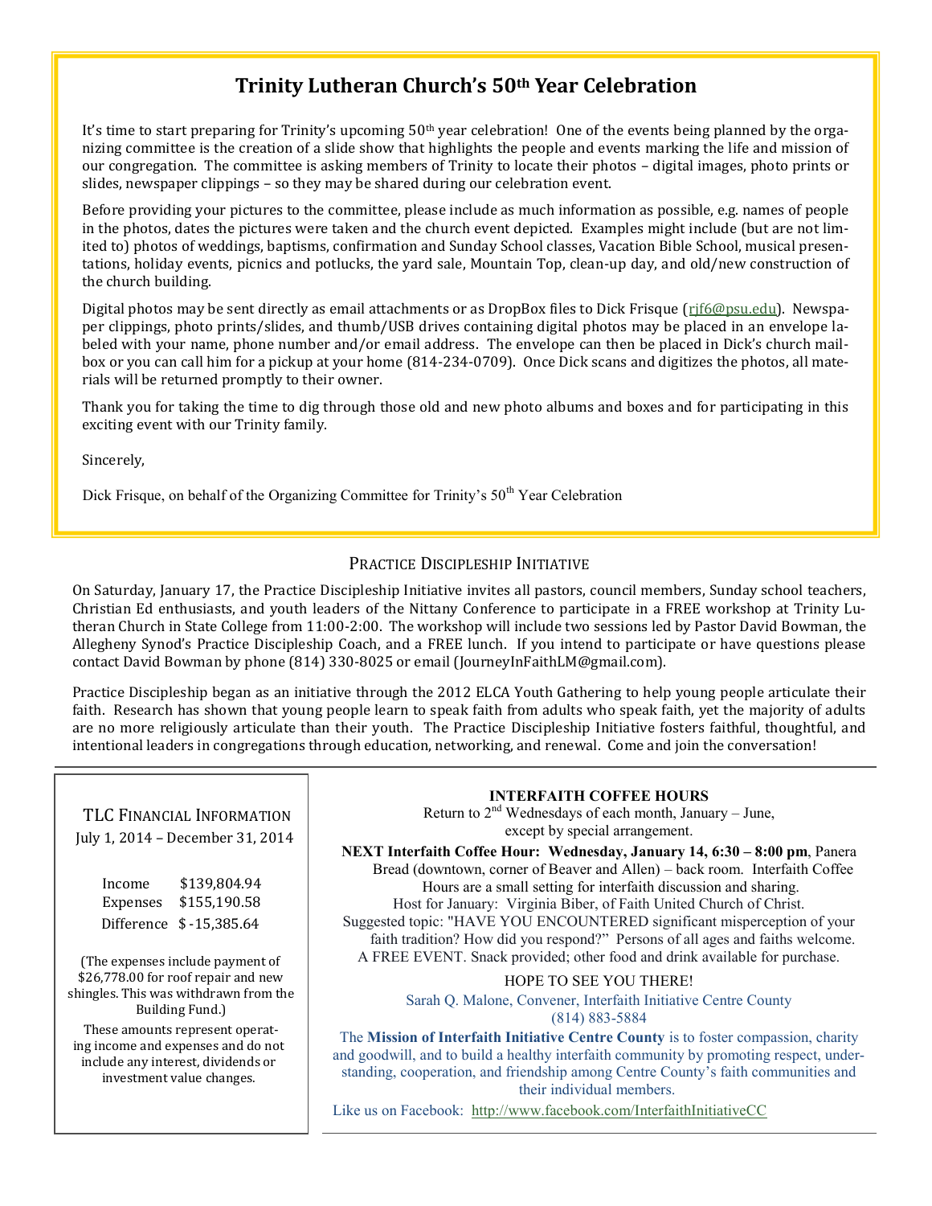## Trinity Lutheran Church's 50th Year Celebration

It's time to start preparing for Trinity's upcoming 50th year celebration! One of the events being planned by the organizing committee is the creation of a slide show that highlights the people and events marking the life and mission of our congregation. The committee is asking members of Trinity to locate their photos – digital images, photo prints or slides, newspaper clippings – so they may be shared during our celebration event.

Before providing your pictures to the committee, please include as much information as possible, e.g. names of people in the photos, dates the pictures were taken and the church event depicted. Examples might include (but are not limited to) photos of weddings, baptisms, confirmation and Sunday School classes, Vacation Bible School, musical presentations, holiday events, picnics and potlucks, the yard sale, Mountain Top, clean-up day, and old/new construction of the church building.

Digital photos may be sent directly as email attachments or as DropBox files to Dick Frisque (rjf6@psu.edu). Newspaper clippings, photo prints/slides, and thumb/USB drives containing digital photos may be placed in an envelope labeled with your name, phone number and/or email address. The envelope can then be placed in Dick's church mailbox or you can call him for a pickup at your home (814-234-0709). Once Dick scans and digitizes the photos, all materials will be returned promptly to their owner.

Thank you for taking the time to dig through those old and new photo albums and boxes and for participating in this exciting event with our Trinity family.

Sincerely,

Dick Frisque, on behalf of the Organizing Committee for Trinity's 50th Year Celebration

## Practice Discipleship Initiative

On Saturday, January 17, the Practice Discipleship Initiative invites all pastors, council members, Sunday school teachers, Christian Ed enthusiasts, and youth leaders of the Nittany Conference to participate in a FREE workshop at Trinity Lutheran Church in State College from 11:00-2:00. The workshop will include two sessions led by Pastor David Bowman, the Allegheny Synod's Practice Discipleship Coach, and a FREE lunch. If you intend to participate or have questions please contact David Bowman by phone (814) 330-8025 or email (JourneyInFaithLM@gmail.com).

Practice Discipleship began as an initiative through the 2012 ELCA Youth Gathering to help young people articulate their faith. Research has shown that young people learn to speak faith from adults who speak faith, yet the majority of adults are no more religiously articulate than their youth. The Practice Discipleship Initiative fosters faithful, thoughtful, and intentional leaders in congregations through education, networking, and renewal. Come and join the conversation!

### TLC Financial Information

July 1, 2014 – December 31, 2014

| | |
|---|---|
| Income | $139,804.94 |
| Expenses | $155,190.58 |
| Difference | $ -15,385.64 |

(The expenses include payment of $26,778.00 for roof repair and new shingles. This was withdrawn from the Building Fund.)

These amounts represent operating income and expenses and do not include any interest, dividends or investment value changes.

### INTERFAITH COFFEE HOURS

Return to 2nd Wednesdays of each month, January – June, except by special arrangement.

**NEXT Interfaith Coffee Hour: Wednesday, January 14, 6:30 – 8:00 pm**, Panera Bread (downtown, corner of Beaver and Allen) – back room. Interfaith Coffee Hours are a small setting for interfaith discussion and sharing.

Host for January: Virginia Biber, of Faith United Church of Christ.

Suggested topic: "HAVE YOU ENCOUNTERED significant misperception of your faith tradition? How did you respond?" Persons of all ages and faiths welcome.

A FREE EVENT. Snack provided; other food and drink available for purchase.

HOPE TO SEE YOU THERE!

Sarah Q. Malone, Convener, Interfaith Initiative Centre County
(814) 883-5884

The **Mission of Interfaith Initiative Centre County** is to foster compassion, charity and goodwill, and to build a healthy interfaith community by promoting respect, understanding, cooperation, and friendship among Centre County's faith communities and their individual members.

Like us on Facebook: http://www.facebook.com/InterfaithInitiativeCC